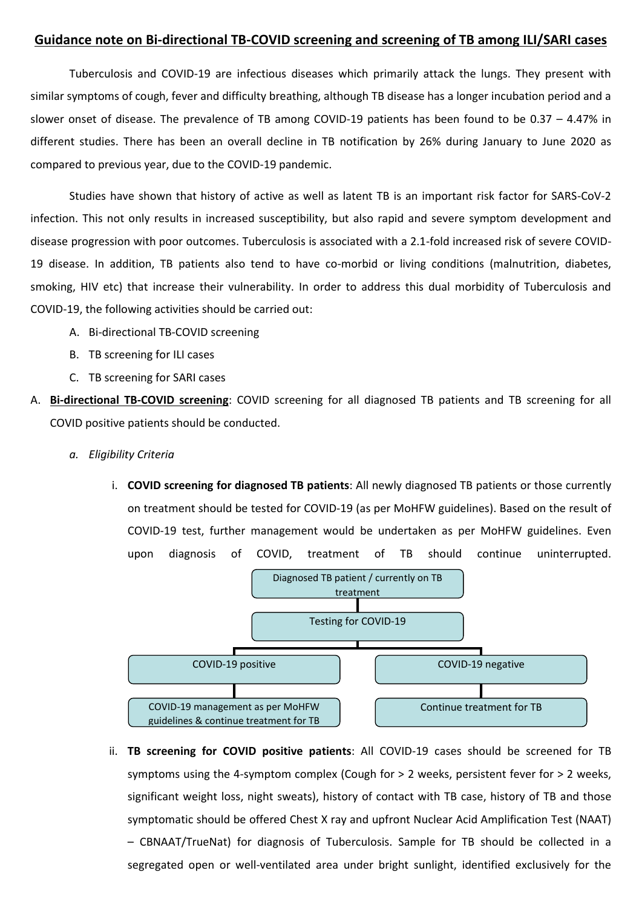## Guidance note on Bi-directional TB-COVID screening and screening of TB among ILI/SARI cases

Tuberculosis and COVID-19 are infectious diseases which primarily attack the lungs. They present with similar symptoms of cough, fever and difficulty breathing, although TB disease has a longer incubation period and a slower onset of disease. The prevalence of TB among COVID-19 patients has been found to be 0.37 – 4.47% in different studies. There has been an overall decline in TB notification by 26% during January to June 2020 as compared to previous year, due to the COVID-19 pandemic.

Studies have shown that history of active as well as latent TB is an important risk factor for SARS-CoV-2 infection. This not only results in increased susceptibility, but also rapid and severe symptom development and disease progression with poor outcomes. Tuberculosis is associated with a 2.1-fold increased risk of severe COVID-19 disease. In addition, TB patients also tend to have co-morbid or living conditions (malnutrition, diabetes, smoking, HIV etc) that increase their vulnerability. In order to address this dual morbidity of Tuberculosis and COVID-19, the following activities should be carried out:

A. Bi-directional TB-COVID screening
B. TB screening for ILI cases
C. TB screening for SARI cases

A. **Bi-directional TB-COVID screening**: COVID screening for all diagnosed TB patients and TB screening for all COVID positive patients should be conducted.

   a. *Eligibility Criteria*

      i. **COVID screening for diagnosed TB patients**: All newly diagnosed TB patients or those currently on treatment should be tested for COVID-19 (as per MoHFW guidelines). Based on the result of COVID-19 test, further management would be undertaken as per MoHFW guidelines. Even upon diagnosis of COVID, treatment of TB should continue uninterrupted.

Diagnosed TB patient / currently on TB treatment
↓
Testing for COVID-19
↓

- COVID-19 positive → COVID-19 management as per MoHFW guidelines & continue treatment for TB
- COVID-19 negative → Continue treatment for TB

      ii. **TB screening for COVID positive patients**: All COVID-19 cases should be screened for TB symptoms using the 4-symptom complex (Cough for > 2 weeks, persistent fever for > 2 weeks, significant weight loss, night sweats), history of contact with TB case, history of TB and those symptomatic should be offered Chest X ray and upfront Nuclear Acid Amplification Test (NAAT) – CBNAAT/TrueNat) for diagnosis of Tuberculosis. Sample for TB should be collected in a segregated open or well-ventilated area under bright sunlight, identified exclusively for the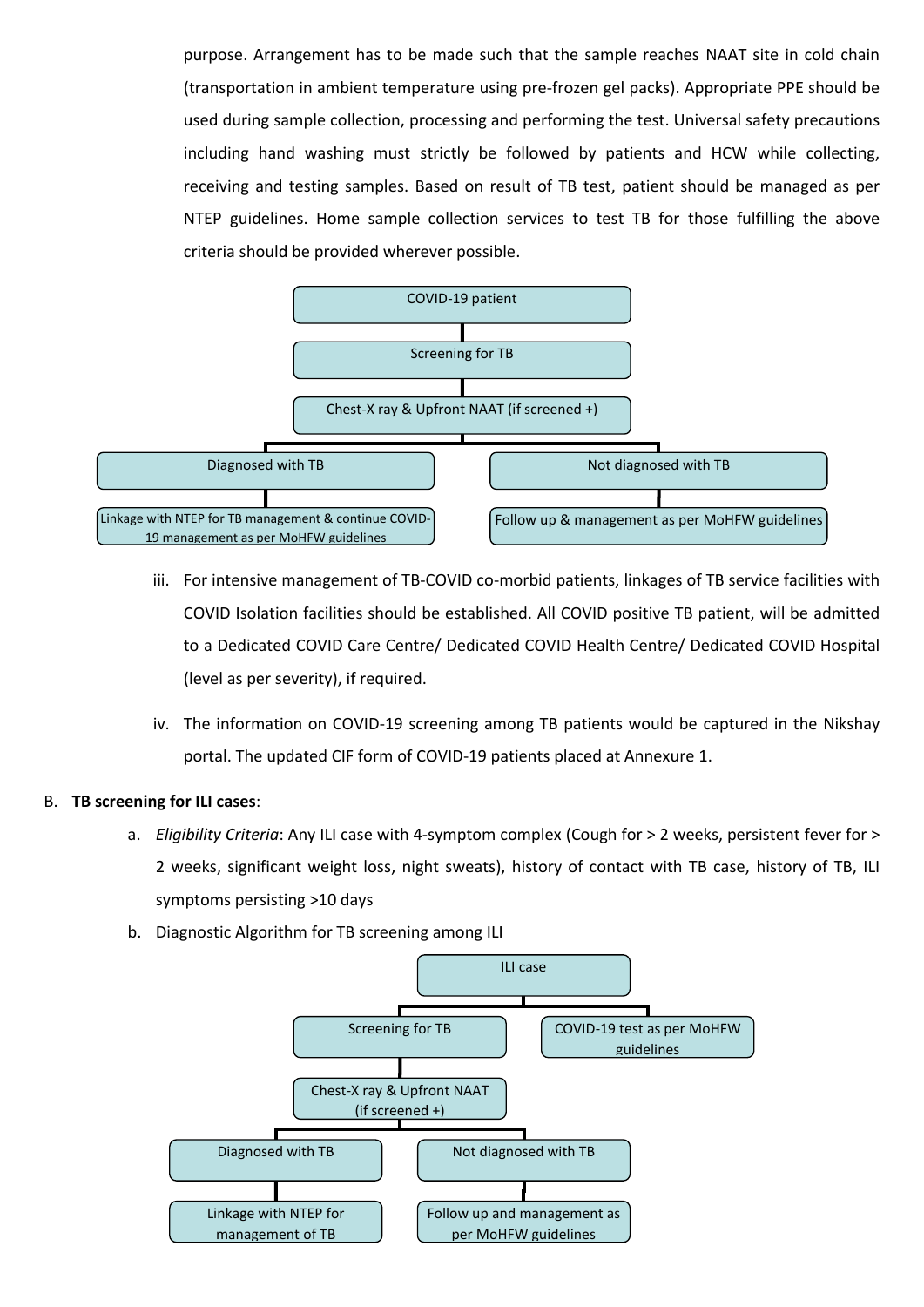purpose. Arrangement has to be made such that the sample reaches NAAT site in cold chain (transportation in ambient temperature using pre-frozen gel packs). Appropriate PPE should be used during sample collection, processing and performing the test. Universal safety precautions including hand washing must strictly be followed by patients and HCW while collecting, receiving and testing samples. Based on result of TB test, patient should be managed as per NTEP guidelines. Home sample collection services to test TB for those fulfilling the above criteria should be provided wherever possible.

COVID-19 patient
→ Screening for TB
→ Chest-X ray & Upfront NAAT (if screened +)
→ Diagnosed with TB → Linkage with NTEP for TB management & continue COVID-19 management as per MoHFW guidelines
→ Not diagnosed with TB → Follow up & management as per MoHFW guidelines

iii. For intensive management of TB-COVID co-morbid patients, linkages of TB service facilities with COVID Isolation facilities should be established. All COVID positive TB patient, will be admitted to a Dedicated COVID Care Centre/ Dedicated COVID Health Centre/ Dedicated COVID Hospital (level as per severity), if required.

iv. The information on COVID-19 screening among TB patients would be captured in the Nikshay portal. The updated CIF form of COVID-19 patients placed at Annexure 1.

B. **TB screening for ILI cases**:

a. *Eligibility Criteria*: Any ILI case with 4-symptom complex (Cough for > 2 weeks, persistent fever for > 2 weeks, significant weight loss, night sweats), history of contact with TB case, history of TB, ILI symptoms persisting >10 days

b. Diagnostic Algorithm for TB screening among ILI

ILI case
→ Screening for TB → Chest-X ray & Upfront NAAT (if screened +)
  → Diagnosed with TB → Linkage with NTEP for management of TB
  → Not diagnosed with TB → Follow up and management as per MoHFW guidelines
→ COVID-19 test as per MoHFW guidelines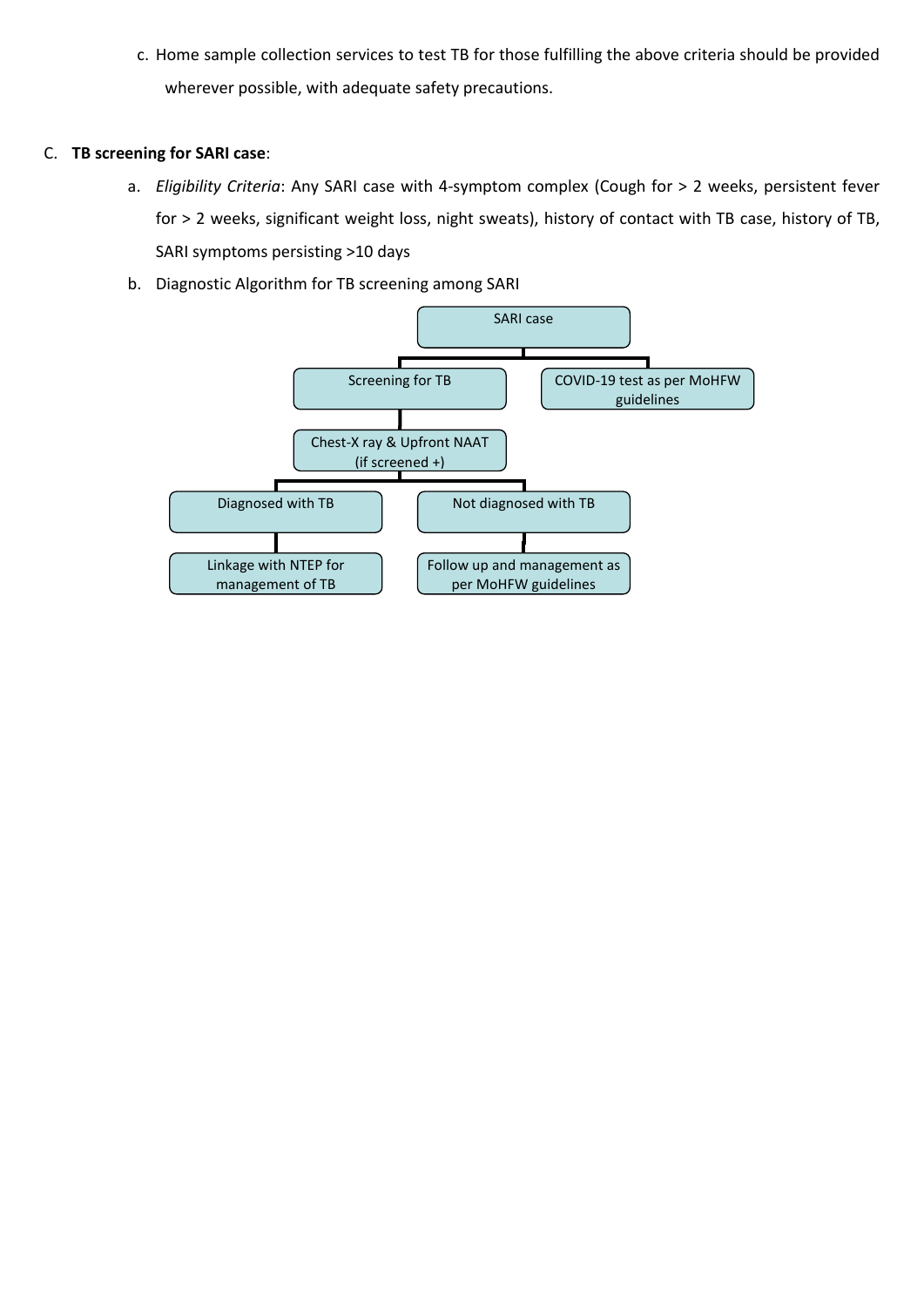c. Home sample collection services to test TB for those fulfilling the above criteria should be provided wherever possible, with adequate safety precautions.

C. **TB screening for SARI case**:

a. *Eligibility Criteria*: Any SARI case with 4-symptom complex (Cough for > 2 weeks, persistent fever for > 2 weeks, significant weight loss, night sweats), history of contact with TB case, history of TB, SARI symptoms persisting >10 days

b. Diagnostic Algorithm for TB screening among SARI

SARI case

Screening for TB

COVID-19 test as per MoHFW guidelines

Chest-X ray & Upfront NAAT (if screened +)

Diagnosed with TB

Not diagnosed with TB

Linkage with NTEP for management of TB

Follow up and management as per MoHFW guidelines